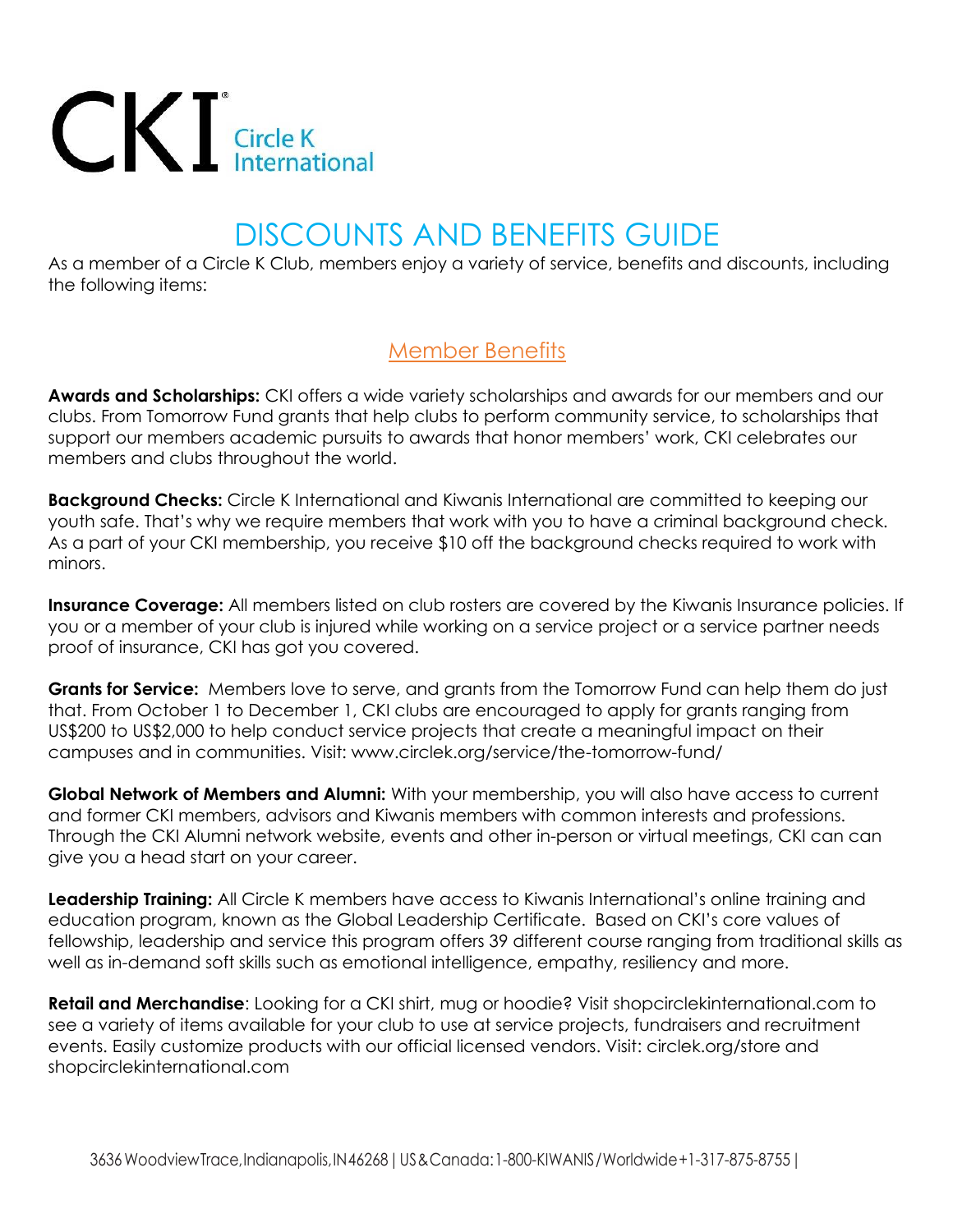CKI Circle K International

# DISCOUNTS AND BENEFITS GUIDE

As a member of a Circle K Club, members enjoy a variety of service, benefits and discounts, including the following items:

## Member Benefits

**Awards and Scholarships:** CKI offers a wide variety scholarships and awards for our members and our clubs. From Tomorrow Fund grants that help clubs to perform community service, to scholarships that support our members academic pursuits to awards that honor members' work, CKI celebrates our members and clubs throughout the world.

**Background Checks:** Circle K International and Kiwanis International are committed to keeping our youth safe. That's why we require members that work with you to have a criminal background check. As a part of your CKI membership, you receive $10 off the background checks required to work with minors.

**Insurance Coverage:** All members listed on club rosters are covered by the Kiwanis Insurance policies. If you or a member of your club is injured while working on a service project or a service partner needs proof of insurance, CKI has got you covered.

**Grants for Service:** Members love to serve, and grants from the Tomorrow Fund can help them do just that. From October 1 to December 1, CKI clubs are encouraged to apply for grants ranging from US$200 to US$2,000 to help conduct service projects that create a meaningful impact on their campuses and in communities. Visit: www.circlek.org/service/the-tomorrow-fund/

**Global Network of Members and Alumni:** With your membership, you will also have access to current and former CKI members, advisors and Kiwanis members with common interests and professions. Through the CKI Alumni network website, events and other in-person or virtual meetings, CKI can can give you a head start on your career.

**Leadership Training:** All Circle K members have access to Kiwanis International's online training and education program, known as the Global Leadership Certificate. Based on CKI's core values of fellowship, leadership and service this program offers 39 different course ranging from traditional skills as well as in-demand soft skills such as emotional intelligence, empathy, resiliency and more.

**Retail and Merchandise**: Looking for a CKI shirt, mug or hoodie? Visit shopcirclekinternational.com to see a variety of items available for your club to use at service projects, fundraisers and recruitment events. Easily customize products with our official licensed vendors. Visit: circlek.org/store and shopcirclekinternational.com

3636 Woodview Trace, Indianapolis, IN 46268 | US & Canada: 1-800-KIWANIS / Worldwide +1-317-875-8755 |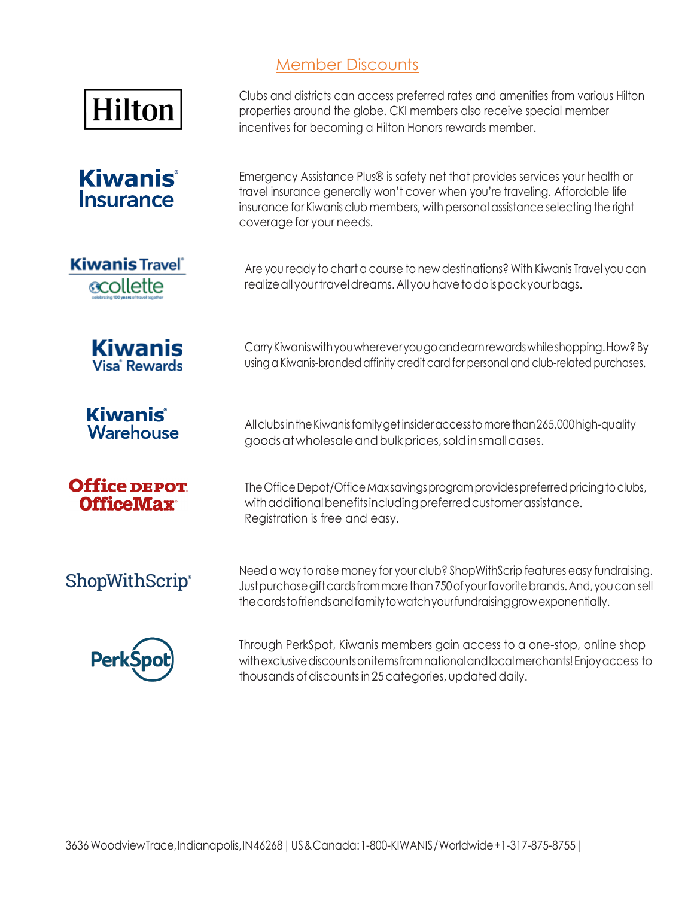## Member Discounts

**Hilton**

Clubs and districts can access preferred rates and amenities from various Hilton properties around the globe. CKI members also receive special member incentives for becoming a Hilton Honors rewards member.

**Kiwanis Insurance**

Emergency Assistance Plus® is safety net that provides services your health or travel insurance generally won't cover when you're traveling. Affordable life insurance for Kiwanis club members, with personal assistance selecting the right coverage for your needs.

**Kiwanis Travel / collette**

Are you ready to chart a course to new destinations? With Kiwanis Travel you can realize all your travel dreams. All you have to do is pack your bags.

**Kiwanis Visa Rewards**

Carry Kiwanis with you wherever you go and earn rewards while shopping. How? By using a Kiwanis-branded affinity credit card for personal and club-related purchases.

**Kiwanis Warehouse**

All clubs in the Kiwanis family get insider access to more than 265,000 high-quality goods at wholesale and bulk prices, sold in small cases.

**Office DEPOT OfficeMax**

The Office Depot/Office Max savings program provides preferred pricing to clubs, with additional benefits including preferred customer assistance. Registration is free and easy.

**ShopWithScrip**

Need a way to raise money for your club? ShopWithScrip features easy fundraising. Just purchase gift cards from more than 750 of your favorite brands. And, you can sell the cards to friends and family to watch your fundraising grow exponentially.

**PerkSpot**

Through PerkSpot, Kiwanis members gain access to a one-stop, online shop with exclusive discounts on items from national and local merchants! Enjoy access to thousands of discounts in 25 categories, updated daily.

3636 Woodview Trace, Indianapolis, IN 46268 | US & Canada: 1-800-KIWANIS / Worldwide +1-317-875-8755 |